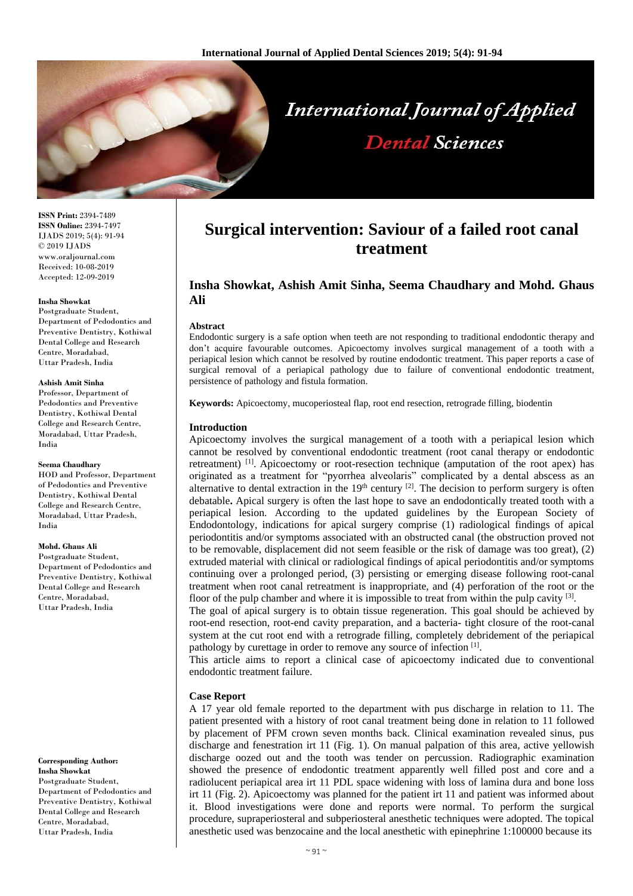# Surgical intervention: Saviour of a failed root canal treatment

**Insha Showkat, Ashish Amit Sinha, Seema Chaudhary and Mohd. Ghaus Ali**

**ISSN Print:** 2394-7489
**ISSN Online:** 2394-7497
IJADS 2019; 5(4): 91-94
© 2019 IJADS
www.oraljournal.com
Received: 10-08-2019
Accepted: 12-09-2019

**Insha Showkat**
Postgraduate Student, Department of Pedodontics and Preventive Dentistry, Kothiwal Dental College and Research Centre, Moradabad, Uttar Pradesh, India

**Ashish Amit Sinha**
Professor, Department of Pedodontics and Preventive Dentistry, Kothiwal Dental College and Research Centre, Moradabad, Uttar Pradesh, India

**Seema Chaudhary**
HOD and Professor, Department of Pedodontics and Preventive Dentistry, Kothiwal Dental College and Research Centre, Moradabad, Uttar Pradesh, India

**Mohd. Ghaus Ali**
Postgraduate Student, Department of Pedodontics and Preventive Dentistry, Kothiwal Dental College and Research Centre, Moradabad, Uttar Pradesh, India

**Corresponding Author:**
**Insha Showkat**
Postgraduate Student, Department of Pedodontics and Preventive Dentistry, Kothiwal Dental College and Research Centre, Moradabad, Uttar Pradesh, India

### Abstract

Endodontic surgery is a safe option when teeth are not responding to traditional endodontic therapy and don't acquire favourable outcomes. Apicoectomy involves surgical management of a tooth with a periapical lesion which cannot be resolved by routine endodontic treatment. This paper reports a case of surgical removal of a periapical pathology due to failure of conventional endodontic treatment, persistence of pathology and fistula formation.

**Keywords:** Apicoectomy, mucoperiosteal flap, root end resection, retrograde filling, biodentin

### Introduction

Apicoectomy involves the surgical management of a tooth with a periapical lesion which cannot be resolved by conventional endodontic treatment (root canal therapy or endodontic retreatment) [1]. Apicoectomy or root-resection technique (amputation of the root apex) has originated as a treatment for "pyorrhea alveolaris" complicated by a dental abscess as an alternative to dental extraction in the 19th century [2]. The decision to perform surgery is often debatable**.** Apical surgery is often the last hope to save an endodontically treated tooth with a periapical lesion. According to the updated guidelines by the European Society of Endodontology, indications for apical surgery comprise (1) radiological findings of apical periodontitis and/or symptoms associated with an obstructed canal (the obstruction proved not to be removable, displacement did not seem feasible or the risk of damage was too great), (2) extruded material with clinical or radiological findings of apical periodontitis and/or symptoms continuing over a prolonged period, (3) persisting or emerging disease following root-canal treatment when root canal retreatment is inappropriate, and (4) perforation of the root or the floor of the pulp chamber and where it is impossible to treat from within the pulp cavity [3].

The goal of apical surgery is to obtain tissue regeneration. This goal should be achieved by root-end resection, root-end cavity preparation, and a bacteria- tight closure of the root-canal system at the cut root end with a retrograde filling, completely debridement of the periapical pathology by curettage in order to remove any source of infection [1].

This article aims to report a clinical case of apicoectomy indicated due to conventional endodontic treatment failure.

### Case Report

A 17 year old female reported to the department with pus discharge in relation to 11. The patient presented with a history of root canal treatment being done in relation to 11 followed by placement of PFM crown seven months back. Clinical examination revealed sinus, pus discharge and fenestration irt 11 (Fig. 1). On manual palpation of this area, active yellowish discharge oozed out and the tooth was tender on percussion. Radiographic examination showed the presence of endodontic treatment apparently well filled post and core and a radiolucent periapical area irt 11 PDL space widening with loss of lamina dura and bone loss irt 11 (Fig. 2). Apicoectomy was planned for the patient irt 11 and patient was informed about it. Blood investigations were done and reports were normal. To perform the surgical procedure, supraperiosteral and subperiosteral anesthetic techniques were adopted. The topical anesthetic used was benzocaine and the local anesthetic with epinephrine 1:100000 because its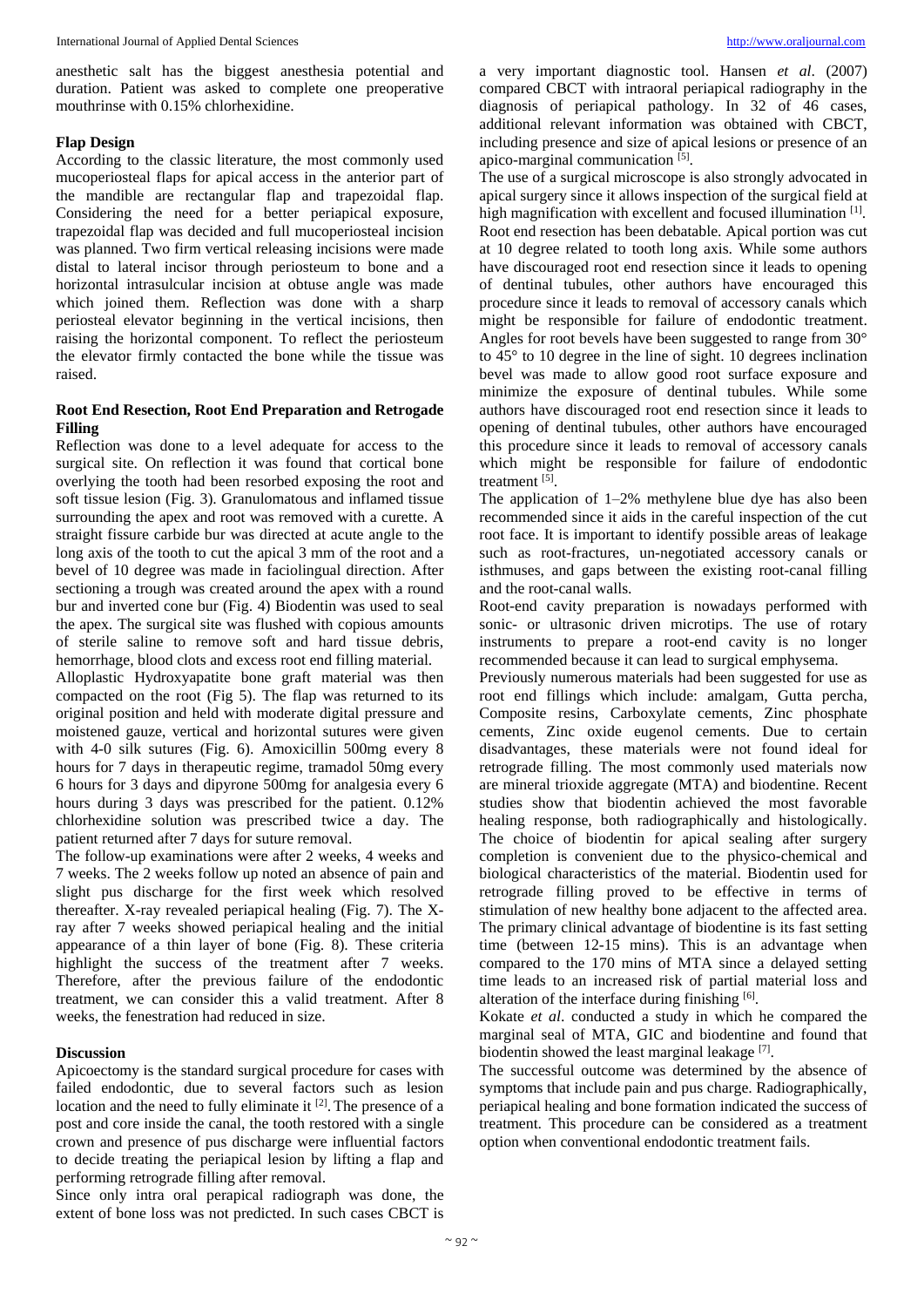anesthetic salt has the biggest anesthesia potential and duration. Patient was asked to complete one preoperative mouthrinse with 0.15% chlorhexidine.

### Flap Design

According to the classic literature, the most commonly used mucoperiosteal flaps for apical access in the anterior part of the mandible are rectangular flap and trapezoidal flap. Considering the need for a better periapical exposure, trapezoidal flap was decided and full mucoperiosteal incision was planned. Two firm vertical releasing incisions were made distal to lateral incisor through periosteum to bone and a horizontal intrasulcular incision at obtuse angle was made which joined them. Reflection was done with a sharp periosteal elevator beginning in the vertical incisions, then raising the horizontal component. To reflect the periosteum the elevator firmly contacted the bone while the tissue was raised.

### Root End Resection, Root End Preparation and Retrogade Filling

Reflection was done to a level adequate for access to the surgical site. On reflection it was found that cortical bone overlying the tooth had been resorbed exposing the root and soft tissue lesion (Fig. 3). Granulomatous and inflamed tissue surrounding the apex and root was removed with a curette. A straight fissure carbide bur was directed at acute angle to the long axis of the tooth to cut the apical 3 mm of the root and a bevel of 10 degree was made in faciolingual direction. After sectioning a trough was created around the apex with a round bur and inverted cone bur (Fig. 4) Biodentin was used to seal the apex. The surgical site was flushed with copious amounts of sterile saline to remove soft and hard tissue debris, hemorrhage, blood clots and excess root end filling material.

Alloplastic Hydroxyapatite bone graft material was then compacted on the root (Fig 5). The flap was returned to its original position and held with moderate digital pressure and moistened gauze, vertical and horizontal sutures were given with 4-0 silk sutures (Fig. 6). Amoxicillin 500mg every 8 hours for 7 days in therapeutic regime, tramadol 50mg every 6 hours for 3 days and dipyrone 500mg for analgesia every 6 hours during 3 days was prescribed for the patient. 0.12% chlorhexidine solution was prescribed twice a day. The patient returned after 7 days for suture removal.

The follow-up examinations were after 2 weeks, 4 weeks and 7 weeks. The 2 weeks follow up noted an absence of pain and slight pus discharge for the first week which resolved thereafter. X-ray revealed periapical healing (Fig. 7). The X-ray after 7 weeks showed periapical healing and the initial appearance of a thin layer of bone (Fig. 8). These criteria highlight the success of the treatment after 7 weeks. Therefore, after the previous failure of the endodontic treatment, we can consider this a valid treatment. After 8 weeks, the fenestration had reduced in size.

## Discussion

Apicoectomy is the standard surgical procedure for cases with failed endodontic, due to several factors such as lesion location and the need to fully eliminate it [2]. The presence of a post and core inside the canal, the tooth restored with a single crown and presence of pus discharge were influential factors to decide treating the periapical lesion by lifting a flap and performing retrograde filling after removal.

Since only intra oral perapical radiograph was done, the extent of bone loss was not predicted. In such cases CBCT is a very important diagnostic tool. Hansen *et al*. (2007) compared CBCT with intraoral periapical radiography in the diagnosis of periapical pathology. In 32 of 46 cases, additional relevant information was obtained with CBCT, including presence and size of apical lesions or presence of an apico-marginal communication [5].

The use of a surgical microscope is also strongly advocated in apical surgery since it allows inspection of the surgical field at high magnification with excellent and focused illumination [1]. Root end resection has been debatable. Apical portion was cut at 10 degree related to tooth long axis. While some authors have discouraged root end resection since it leads to opening of dentinal tubules, other authors have encouraged this procedure since it leads to removal of accessory canals which might be responsible for failure of endodontic treatment. Angles for root bevels have been suggested to range from 30° to 45° to 10 degree in the line of sight. 10 degrees inclination bevel was made to allow good root surface exposure and minimize the exposure of dentinal tubules. While some authors have discouraged root end resection since it leads to opening of dentinal tubules, other authors have encouraged this procedure since it leads to removal of accessory canals which might be responsible for failure of endodontic treatment [5].

The application of 1–2% methylene blue dye has also been recommended since it aids in the careful inspection of the cut root face. It is important to identify possible areas of leakage such as root-fractures, un-negotiated accessory canals or isthmuses, and gaps between the existing root-canal filling and the root-canal walls.

Root-end cavity preparation is nowadays performed with sonic- or ultrasonic driven microtips. The use of rotary instruments to prepare a root-end cavity is no longer recommended because it can lead to surgical emphysema.

Previously numerous materials had been suggested for use as root end fillings which include: amalgam, Gutta percha, Composite resins, Carboxylate cements, Zinc phosphate cements, Zinc oxide eugenol cements. Due to certain disadvantages, these materials were not found ideal for retrograde filling. The most commonly used materials now are mineral trioxide aggregate (MTA) and biodentine. Recent studies show that biodentin achieved the most favorable healing response, both radiographically and histologically. The choice of biodentin for apical sealing after surgery completion is convenient due to the physico-chemical and biological characteristics of the material. Biodentin used for retrograde filling proved to be effective in terms of stimulation of new healthy bone adjacent to the affected area. The primary clinical advantage of biodentine is its fast setting time (between 12-15 mins). This is an advantage when compared to the 170 mins of MTA since a delayed setting time leads to an increased risk of partial material loss and alteration of the interface during finishing [6].

Kokate *et al*. conducted a study in which he compared the marginal seal of MTA, GIC and biodentine and found that biodentin showed the least marginal leakage [7].

The successful outcome was determined by the absence of symptoms that include pain and pus charge. Radiographically, periapical healing and bone formation indicated the success of treatment. This procedure can be considered as a treatment option when conventional endodontic treatment fails.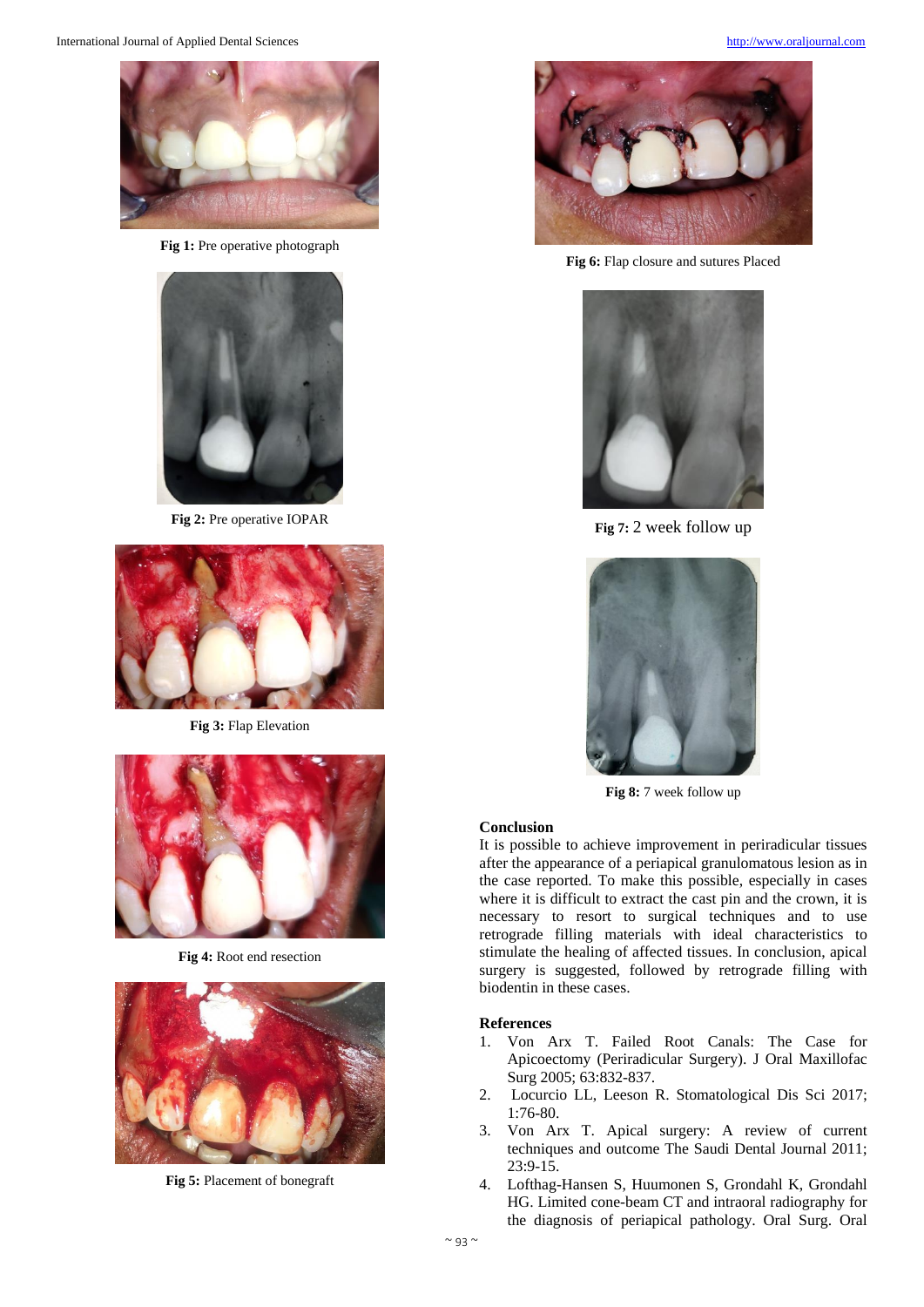Fig 1: Pre operative photograph

Fig 2: Pre operative IOPAR

Fig 3: Flap Elevation

Fig 4: Root end resection

Fig 5: Placement of bonegraft

Fig 6: Flap closure and sutures Placed

Fig 7: 2 week follow up

Fig 8: 7 week follow up

## Conclusion

It is possible to achieve improvement in periradicular tissues after the appearance of a periapical granulomatous lesion as in the case reported. To make this possible, especially in cases where it is difficult to extract the cast pin and the crown, it is necessary to resort to surgical techniques and to use retrograde filling materials with ideal characteristics to stimulate the healing of affected tissues. In conclusion, apical surgery is suggested, followed by retrograde filling with biodentin in these cases.

## References

1. Von Arx T. Failed Root Canals: The Case for Apicoectomy (Periradicular Surgery). J Oral Maxillofac Surg 2005; 63:832-837.
2. Locurcio LL, Leeson R. Stomatological Dis Sci 2017; 1:76-80.
3. Von Arx T. Apical surgery: A review of current techniques and outcome The Saudi Dental Journal 2011; 23:9-15.
4. Lofthag-Hansen S, Huumonen S, Grondahl K, Grondahl HG. Limited cone-beam CT and intraoral radiography for the diagnosis of periapical pathology. Oral Surg. Oral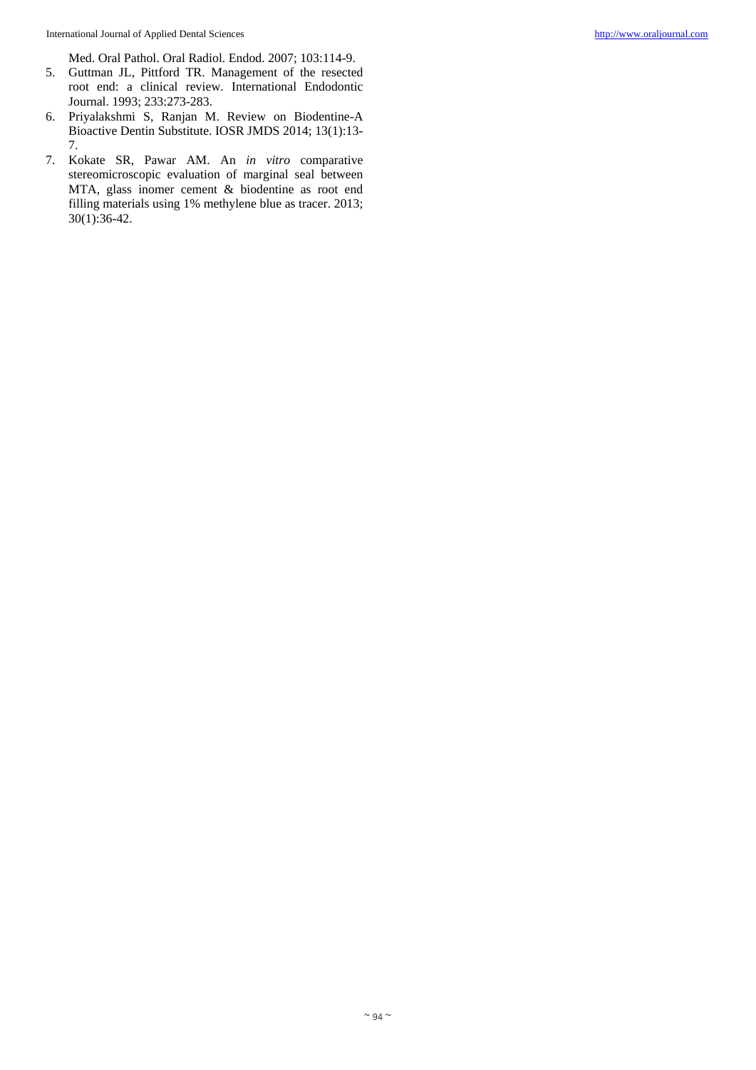Med. Oral Pathol. Oral Radiol. Endod. 2007; 103:114-9.

5. Guttman JL, Pittford TR. Management of the resected root end: a clinical review. International Endodontic Journal. 1993; 233:273-283.
6. Priyalakshmi S, Ranjan M. Review on Biodentine-A Bioactive Dentin Substitute. IOSR JMDS 2014; 13(1):13-7.
7. Kokate SR, Pawar AM. An *in vitro* comparative stereomicroscopic evaluation of marginal seal between MTA, glass inomer cement & biodentine as root end filling materials using 1% methylene blue as tracer. 2013; 30(1):36-42.